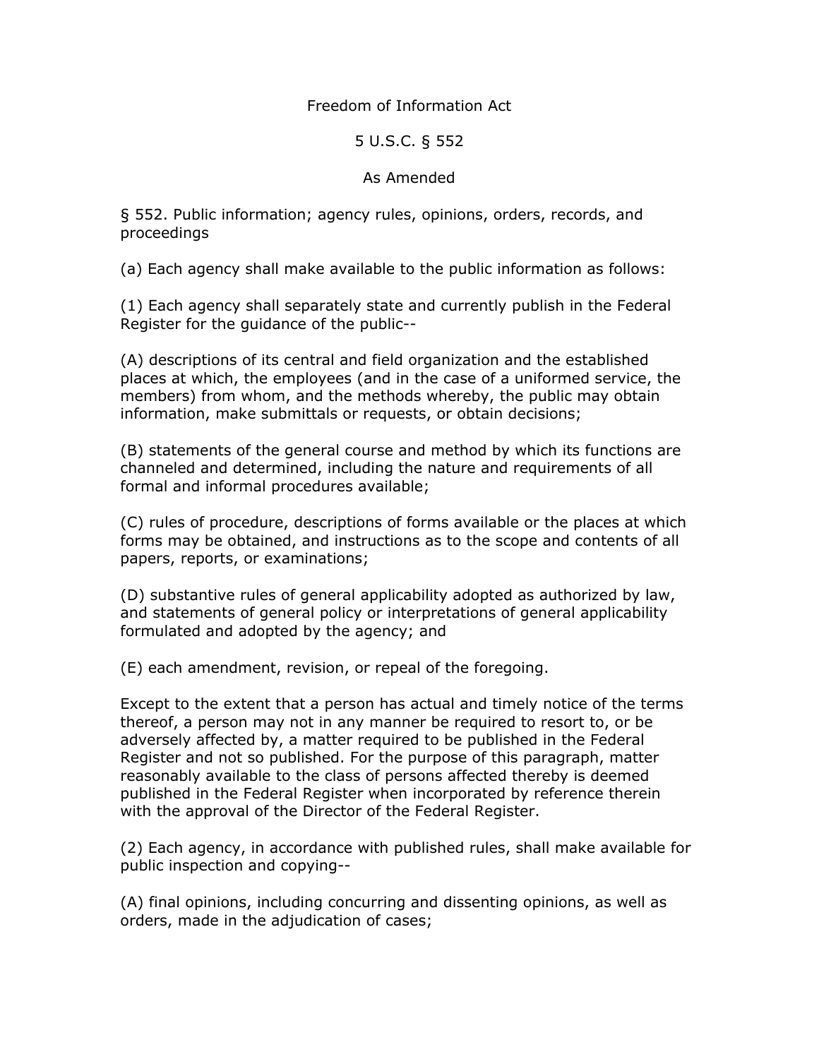# Freedom of Information Act

## 5 U.S.C. § 552

## As Amended

§ 552. Public information; agency rules, opinions, orders, records, and proceedings

(a) Each agency shall make available to the public information as follows:

(1) Each agency shall separately state and currently publish in the Federal Register for the guidance of the public--

(A) descriptions of its central and field organization and the established places at which, the employees (and in the case of a uniformed service, the members) from whom, and the methods whereby, the public may obtain information, make submittals or requests, or obtain decisions;

(B) statements of the general course and method by which its functions are channeled and determined, including the nature and requirements of all formal and informal procedures available;

(C) rules of procedure, descriptions of forms available or the places at which forms may be obtained, and instructions as to the scope and contents of all papers, reports, or examinations;

(D) substantive rules of general applicability adopted as authorized by law, and statements of general policy or interpretations of general applicability formulated and adopted by the agency; and

(E) each amendment, revision, or repeal of the foregoing.

Except to the extent that a person has actual and timely notice of the terms thereof, a person may not in any manner be required to resort to, or be adversely affected by, a matter required to be published in the Federal Register and not so published. For the purpose of this paragraph, matter reasonably available to the class of persons affected thereby is deemed published in the Federal Register when incorporated by reference therein with the approval of the Director of the Federal Register.

(2) Each agency, in accordance with published rules, shall make available for public inspection and copying--

(A) final opinions, including concurring and dissenting opinions, as well as orders, made in the adjudication of cases;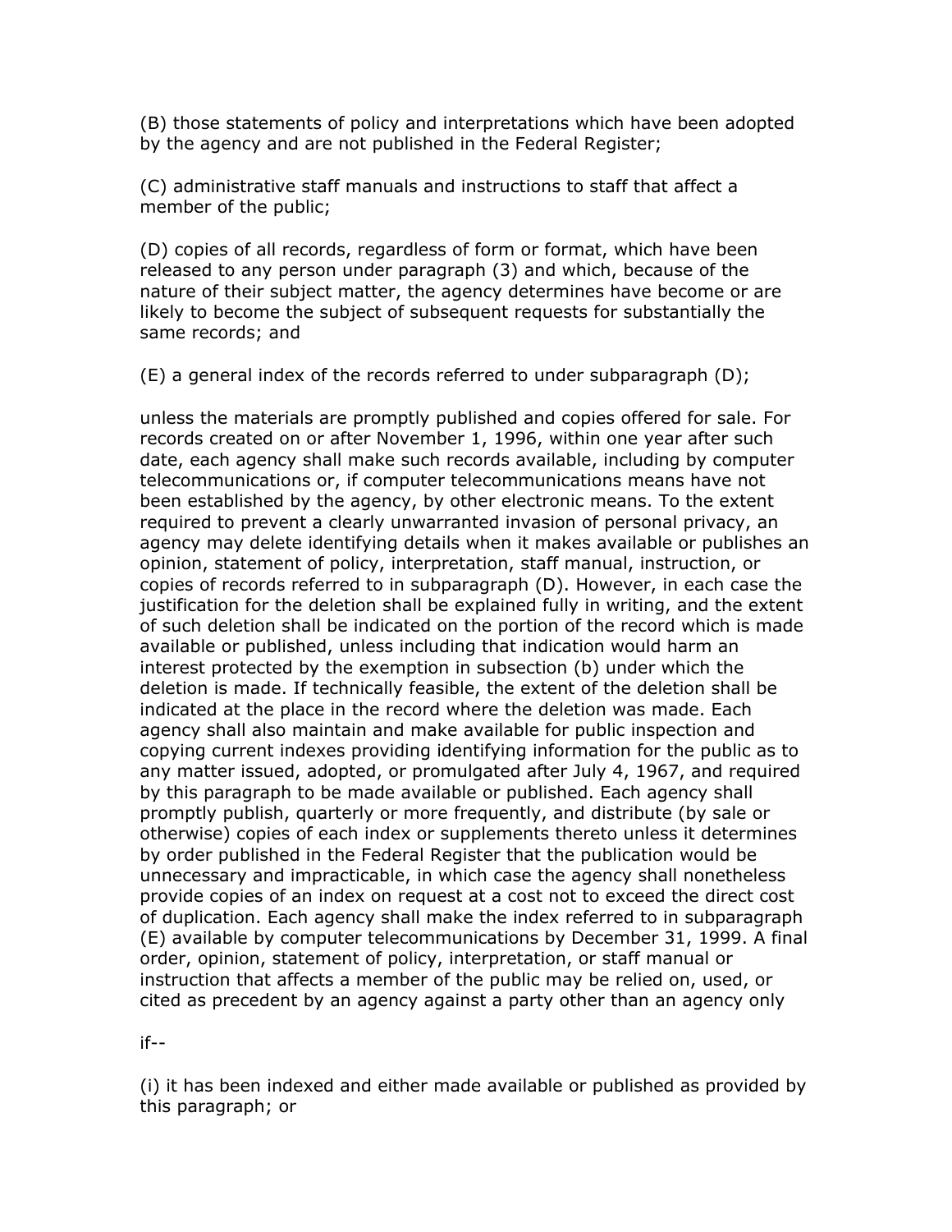(B) those statements of policy and interpretations which have been adopted by the agency and are not published in the Federal Register;

(C) administrative staff manuals and instructions to staff that affect a member of the public;

(D) copies of all records, regardless of form or format, which have been released to any person under paragraph (3) and which, because of the nature of their subject matter, the agency determines have become or are likely to become the subject of subsequent requests for substantially the same records; and

(E) a general index of the records referred to under subparagraph (D);

unless the materials are promptly published and copies offered for sale. For records created on or after November 1, 1996, within one year after such date, each agency shall make such records available, including by computer telecommunications or, if computer telecommunications means have not been established by the agency, by other electronic means. To the extent required to prevent a clearly unwarranted invasion of personal privacy, an agency may delete identifying details when it makes available or publishes an opinion, statement of policy, interpretation, staff manual, instruction, or copies of records referred to in subparagraph (D). However, in each case the justification for the deletion shall be explained fully in writing, and the extent of such deletion shall be indicated on the portion of the record which is made available or published, unless including that indication would harm an interest protected by the exemption in subsection (b) under which the deletion is made. If technically feasible, the extent of the deletion shall be indicated at the place in the record where the deletion was made. Each agency shall also maintain and make available for public inspection and copying current indexes providing identifying information for the public as to any matter issued, adopted, or promulgated after July 4, 1967, and required by this paragraph to be made available or published. Each agency shall promptly publish, quarterly or more frequently, and distribute (by sale or otherwise) copies of each index or supplements thereto unless it determines by order published in the Federal Register that the publication would be unnecessary and impracticable, in which case the agency shall nonetheless provide copies of an index on request at a cost not to exceed the direct cost of duplication. Each agency shall make the index referred to in subparagraph (E) available by computer telecommunications by December 31, 1999. A final order, opinion, statement of policy, interpretation, or staff manual or instruction that affects a member of the public may be relied on, used, or cited as precedent by an agency against a party other than an agency only

if--

(i) it has been indexed and either made available or published as provided by this paragraph; or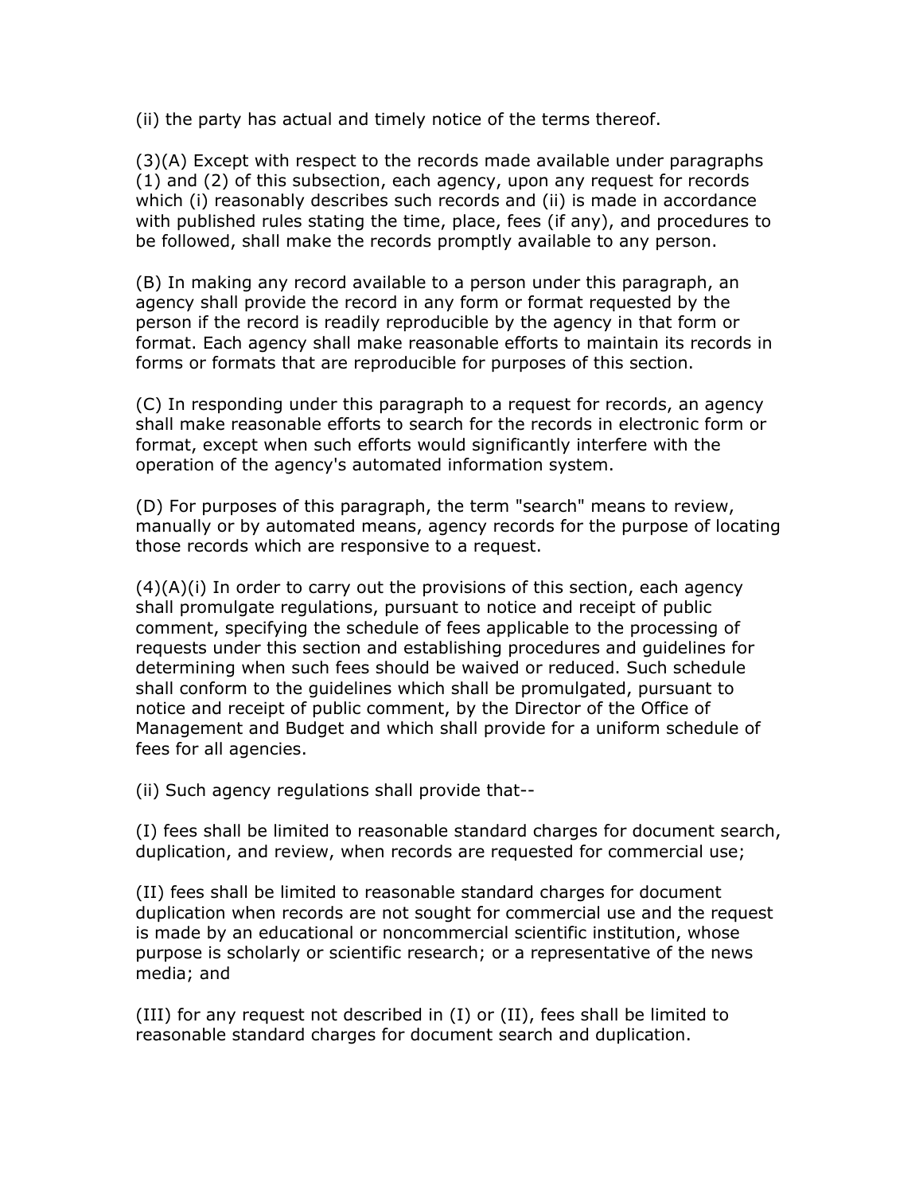(ii) the party has actual and timely notice of the terms thereof.

(3)(A) Except with respect to the records made available under paragraphs (1) and (2) of this subsection, each agency, upon any request for records which (i) reasonably describes such records and (ii) is made in accordance with published rules stating the time, place, fees (if any), and procedures to be followed, shall make the records promptly available to any person.

(B) In making any record available to a person under this paragraph, an agency shall provide the record in any form or format requested by the person if the record is readily reproducible by the agency in that form or format. Each agency shall make reasonable efforts to maintain its records in forms or formats that are reproducible for purposes of this section.

(C) In responding under this paragraph to a request for records, an agency shall make reasonable efforts to search for the records in electronic form or format, except when such efforts would significantly interfere with the operation of the agency's automated information system.

(D) For purposes of this paragraph, the term "search" means to review, manually or by automated means, agency records for the purpose of locating those records which are responsive to a request.

(4)(A)(i) In order to carry out the provisions of this section, each agency shall promulgate regulations, pursuant to notice and receipt of public comment, specifying the schedule of fees applicable to the processing of requests under this section and establishing procedures and guidelines for determining when such fees should be waived or reduced. Such schedule shall conform to the guidelines which shall be promulgated, pursuant to notice and receipt of public comment, by the Director of the Office of Management and Budget and which shall provide for a uniform schedule of fees for all agencies.

(ii) Such agency regulations shall provide that--

(I) fees shall be limited to reasonable standard charges for document search, duplication, and review, when records are requested for commercial use;

(II) fees shall be limited to reasonable standard charges for document duplication when records are not sought for commercial use and the request is made by an educational or noncommercial scientific institution, whose purpose is scholarly or scientific research; or a representative of the news media; and

(III) for any request not described in (I) or (II), fees shall be limited to reasonable standard charges for document search and duplication.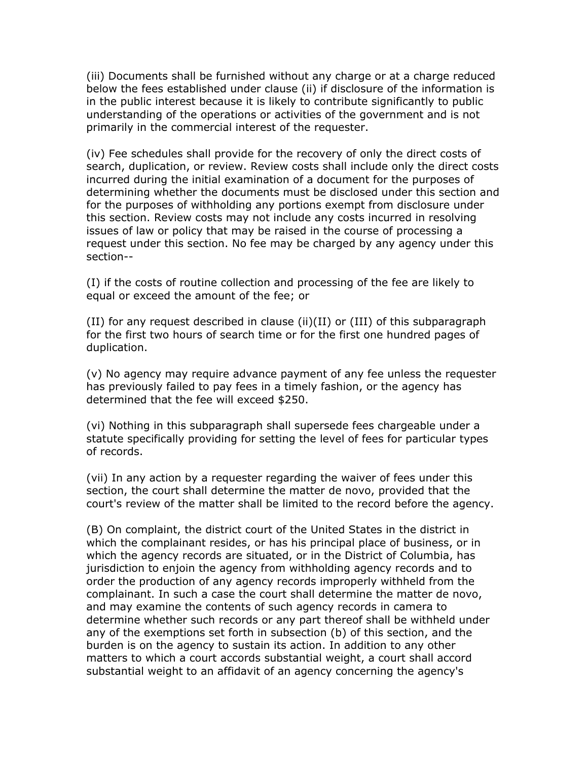(iii) Documents shall be furnished without any charge or at a charge reduced below the fees established under clause (ii) if disclosure of the information is in the public interest because it is likely to contribute significantly to public understanding of the operations or activities of the government and is not primarily in the commercial interest of the requester.

(iv) Fee schedules shall provide for the recovery of only the direct costs of search, duplication, or review. Review costs shall include only the direct costs incurred during the initial examination of a document for the purposes of determining whether the documents must be disclosed under this section and for the purposes of withholding any portions exempt from disclosure under this section. Review costs may not include any costs incurred in resolving issues of law or policy that may be raised in the course of processing a request under this section. No fee may be charged by any agency under this section--

(I) if the costs of routine collection and processing of the fee are likely to equal or exceed the amount of the fee; or

(II) for any request described in clause (ii)(II) or (III) of this subparagraph for the first two hours of search time or for the first one hundred pages of duplication.

(v) No agency may require advance payment of any fee unless the requester has previously failed to pay fees in a timely fashion, or the agency has determined that the fee will exceed $250.

(vi) Nothing in this subparagraph shall supersede fees chargeable under a statute specifically providing for setting the level of fees for particular types of records.

(vii) In any action by a requester regarding the waiver of fees under this section, the court shall determine the matter de novo, provided that the court's review of the matter shall be limited to the record before the agency.

(B) On complaint, the district court of the United States in the district in which the complainant resides, or has his principal place of business, or in which the agency records are situated, or in the District of Columbia, has jurisdiction to enjoin the agency from withholding agency records and to order the production of any agency records improperly withheld from the complainant. In such a case the court shall determine the matter de novo, and may examine the contents of such agency records in camera to determine whether such records or any part thereof shall be withheld under any of the exemptions set forth in subsection (b) of this section, and the burden is on the agency to sustain its action. In addition to any other matters to which a court accords substantial weight, a court shall accord substantial weight to an affidavit of an agency concerning the agency's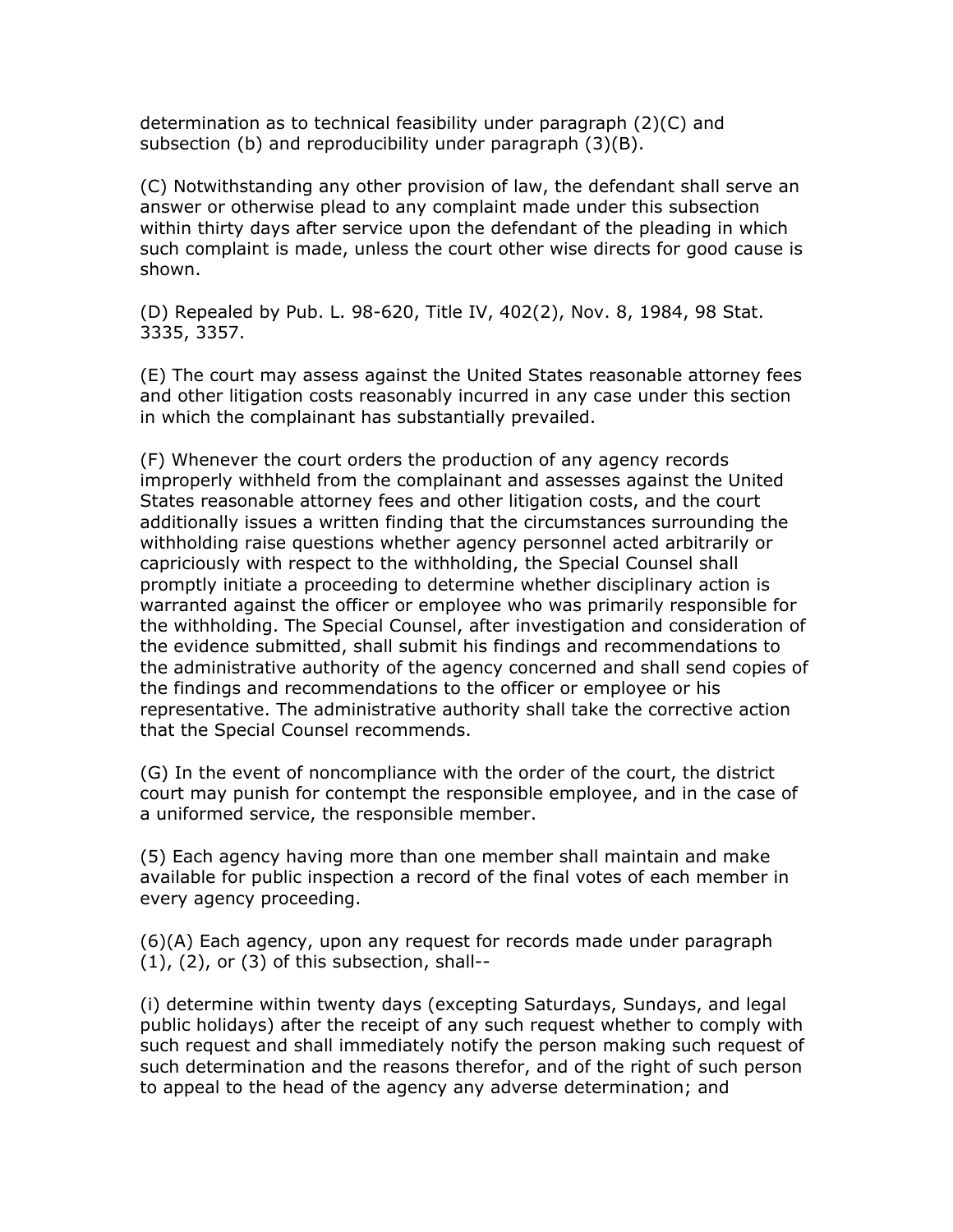determination as to technical feasibility under paragraph (2)(C) and subsection (b) and reproducibility under paragraph (3)(B).

(C) Notwithstanding any other provision of law, the defendant shall serve an answer or otherwise plead to any complaint made under this subsection within thirty days after service upon the defendant of the pleading in which such complaint is made, unless the court other wise directs for good cause is shown.

(D) Repealed by Pub. L. 98-620, Title IV, 402(2), Nov. 8, 1984, 98 Stat. 3335, 3357.

(E) The court may assess against the United States reasonable attorney fees and other litigation costs reasonably incurred in any case under this section in which the complainant has substantially prevailed.

(F) Whenever the court orders the production of any agency records improperly withheld from the complainant and assesses against the United States reasonable attorney fees and other litigation costs, and the court additionally issues a written finding that the circumstances surrounding the withholding raise questions whether agency personnel acted arbitrarily or capriciously with respect to the withholding, the Special Counsel shall promptly initiate a proceeding to determine whether disciplinary action is warranted against the officer or employee who was primarily responsible for the withholding. The Special Counsel, after investigation and consideration of the evidence submitted, shall submit his findings and recommendations to the administrative authority of the agency concerned and shall send copies of the findings and recommendations to the officer or employee or his representative. The administrative authority shall take the corrective action that the Special Counsel recommends.

(G) In the event of noncompliance with the order of the court, the district court may punish for contempt the responsible employee, and in the case of a uniformed service, the responsible member.

(5) Each agency having more than one member shall maintain and make available for public inspection a record of the final votes of each member in every agency proceeding.

(6)(A) Each agency, upon any request for records made under paragraph (1), (2), or (3) of this subsection, shall--

(i) determine within twenty days (excepting Saturdays, Sundays, and legal public holidays) after the receipt of any such request whether to comply with such request and shall immediately notify the person making such request of such determination and the reasons therefor, and of the right of such person to appeal to the head of the agency any adverse determination; and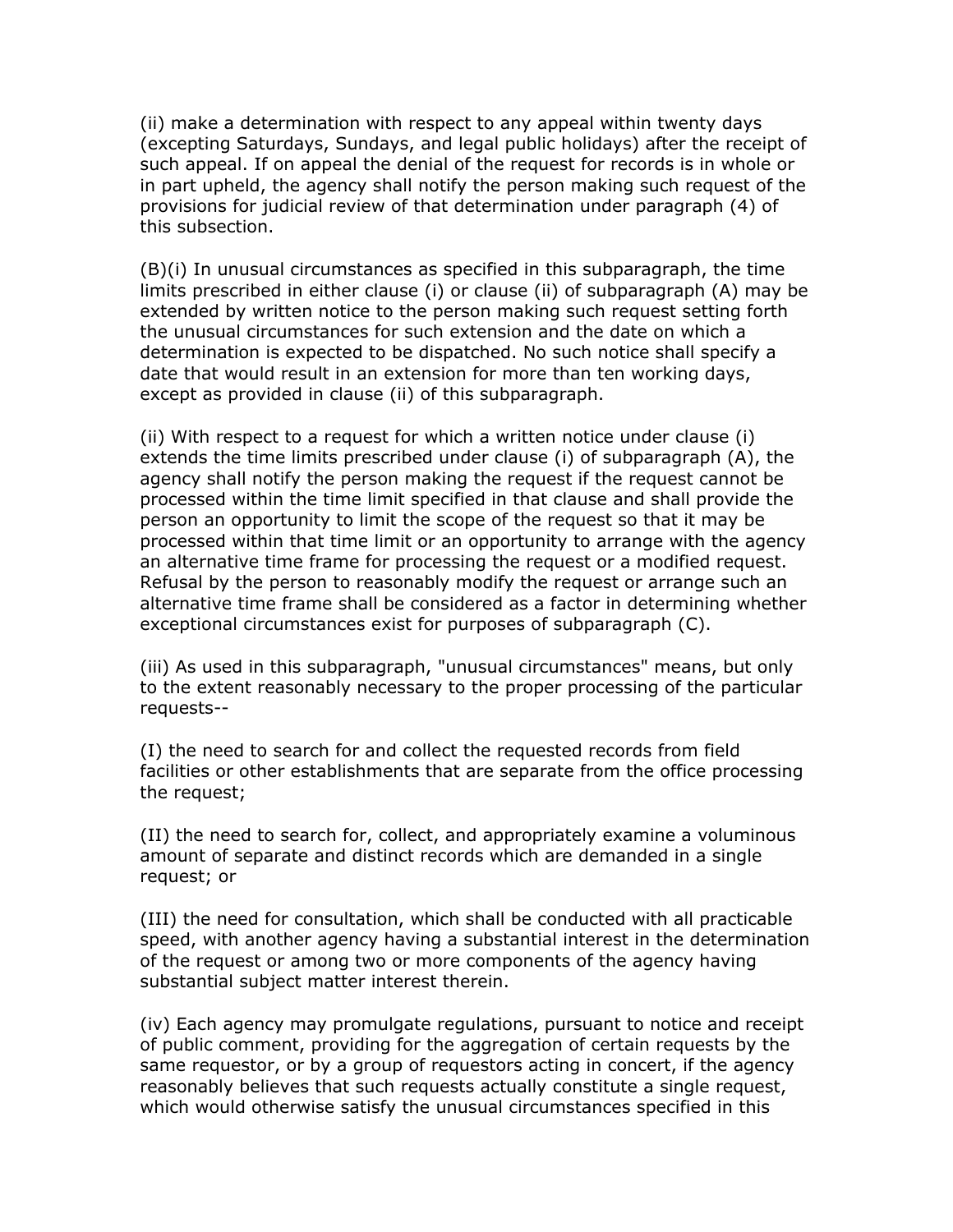(ii) make a determination with respect to any appeal within twenty days (excepting Saturdays, Sundays, and legal public holidays) after the receipt of such appeal. If on appeal the denial of the request for records is in whole or in part upheld, the agency shall notify the person making such request of the provisions for judicial review of that determination under paragraph (4) of this subsection.

(B)(i) In unusual circumstances as specified in this subparagraph, the time limits prescribed in either clause (i) or clause (ii) of subparagraph (A) may be extended by written notice to the person making such request setting forth the unusual circumstances for such extension and the date on which a determination is expected to be dispatched. No such notice shall specify a date that would result in an extension for more than ten working days, except as provided in clause (ii) of this subparagraph.

(ii) With respect to a request for which a written notice under clause (i) extends the time limits prescribed under clause (i) of subparagraph (A), the agency shall notify the person making the request if the request cannot be processed within the time limit specified in that clause and shall provide the person an opportunity to limit the scope of the request so that it may be processed within that time limit or an opportunity to arrange with the agency an alternative time frame for processing the request or a modified request. Refusal by the person to reasonably modify the request or arrange such an alternative time frame shall be considered as a factor in determining whether exceptional circumstances exist for purposes of subparagraph (C).

(iii) As used in this subparagraph, "unusual circumstances" means, but only to the extent reasonably necessary to the proper processing of the particular requests--

(I) the need to search for and collect the requested records from field facilities or other establishments that are separate from the office processing the request;

(II) the need to search for, collect, and appropriately examine a voluminous amount of separate and distinct records which are demanded in a single request; or

(III) the need for consultation, which shall be conducted with all practicable speed, with another agency having a substantial interest in the determination of the request or among two or more components of the agency having substantial subject matter interest therein.

(iv) Each agency may promulgate regulations, pursuant to notice and receipt of public comment, providing for the aggregation of certain requests by the same requestor, or by a group of requestors acting in concert, if the agency reasonably believes that such requests actually constitute a single request, which would otherwise satisfy the unusual circumstances specified in this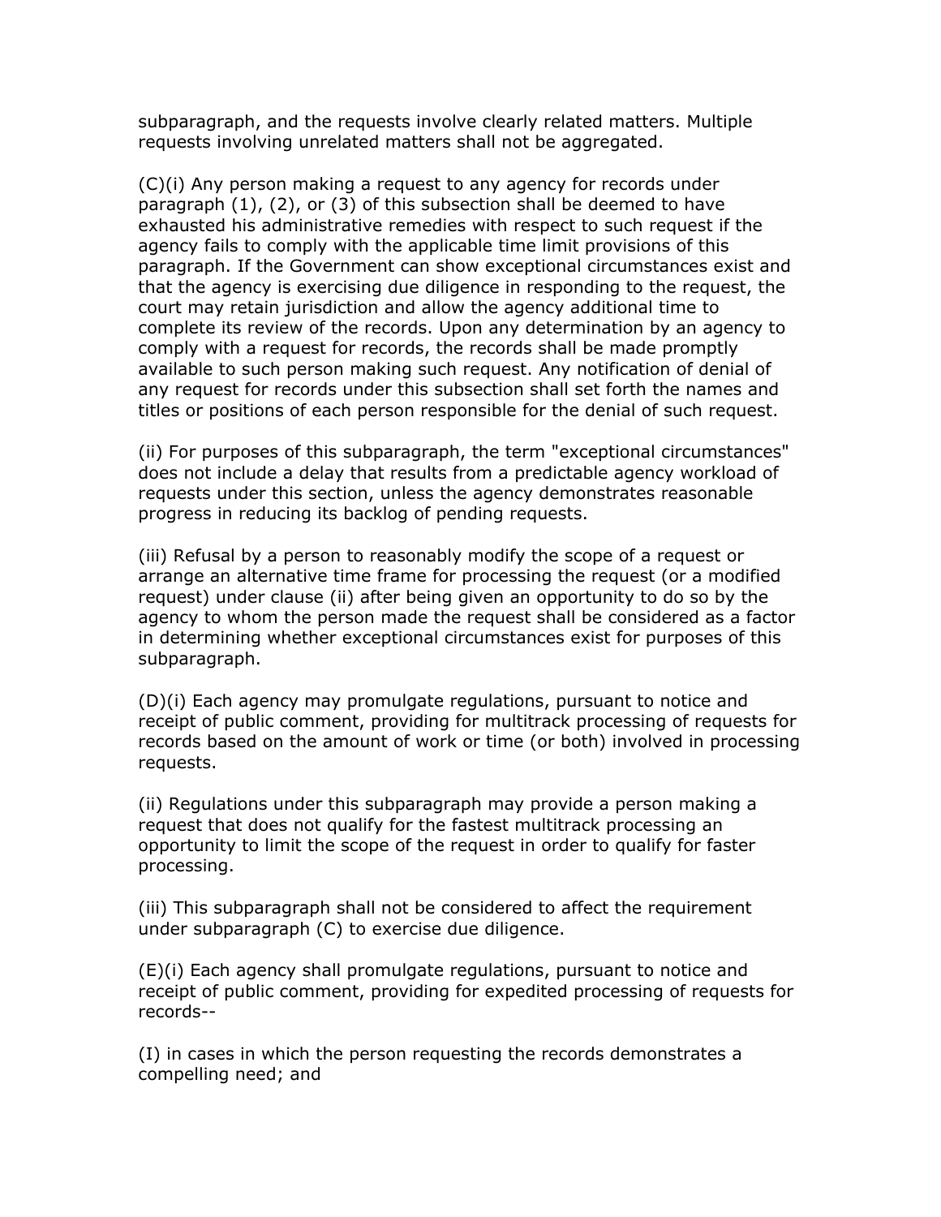subparagraph, and the requests involve clearly related matters. Multiple requests involving unrelated matters shall not be aggregated.

(C)(i) Any person making a request to any agency for records under paragraph (1), (2), or (3) of this subsection shall be deemed to have exhausted his administrative remedies with respect to such request if the agency fails to comply with the applicable time limit provisions of this paragraph. If the Government can show exceptional circumstances exist and that the agency is exercising due diligence in responding to the request, the court may retain jurisdiction and allow the agency additional time to complete its review of the records. Upon any determination by an agency to comply with a request for records, the records shall be made promptly available to such person making such request. Any notification of denial of any request for records under this subsection shall set forth the names and titles or positions of each person responsible for the denial of such request.

(ii) For purposes of this subparagraph, the term "exceptional circumstances" does not include a delay that results from a predictable agency workload of requests under this section, unless the agency demonstrates reasonable progress in reducing its backlog of pending requests.

(iii) Refusal by a person to reasonably modify the scope of a request or arrange an alternative time frame for processing the request (or a modified request) under clause (ii) after being given an opportunity to do so by the agency to whom the person made the request shall be considered as a factor in determining whether exceptional circumstances exist for purposes of this subparagraph.

(D)(i) Each agency may promulgate regulations, pursuant to notice and receipt of public comment, providing for multitrack processing of requests for records based on the amount of work or time (or both) involved in processing requests.

(ii) Regulations under this subparagraph may provide a person making a request that does not qualify for the fastest multitrack processing an opportunity to limit the scope of the request in order to qualify for faster processing.

(iii) This subparagraph shall not be considered to affect the requirement under subparagraph (C) to exercise due diligence.

(E)(i) Each agency shall promulgate regulations, pursuant to notice and receipt of public comment, providing for expedited processing of requests for records--

(I) in cases in which the person requesting the records demonstrates a compelling need; and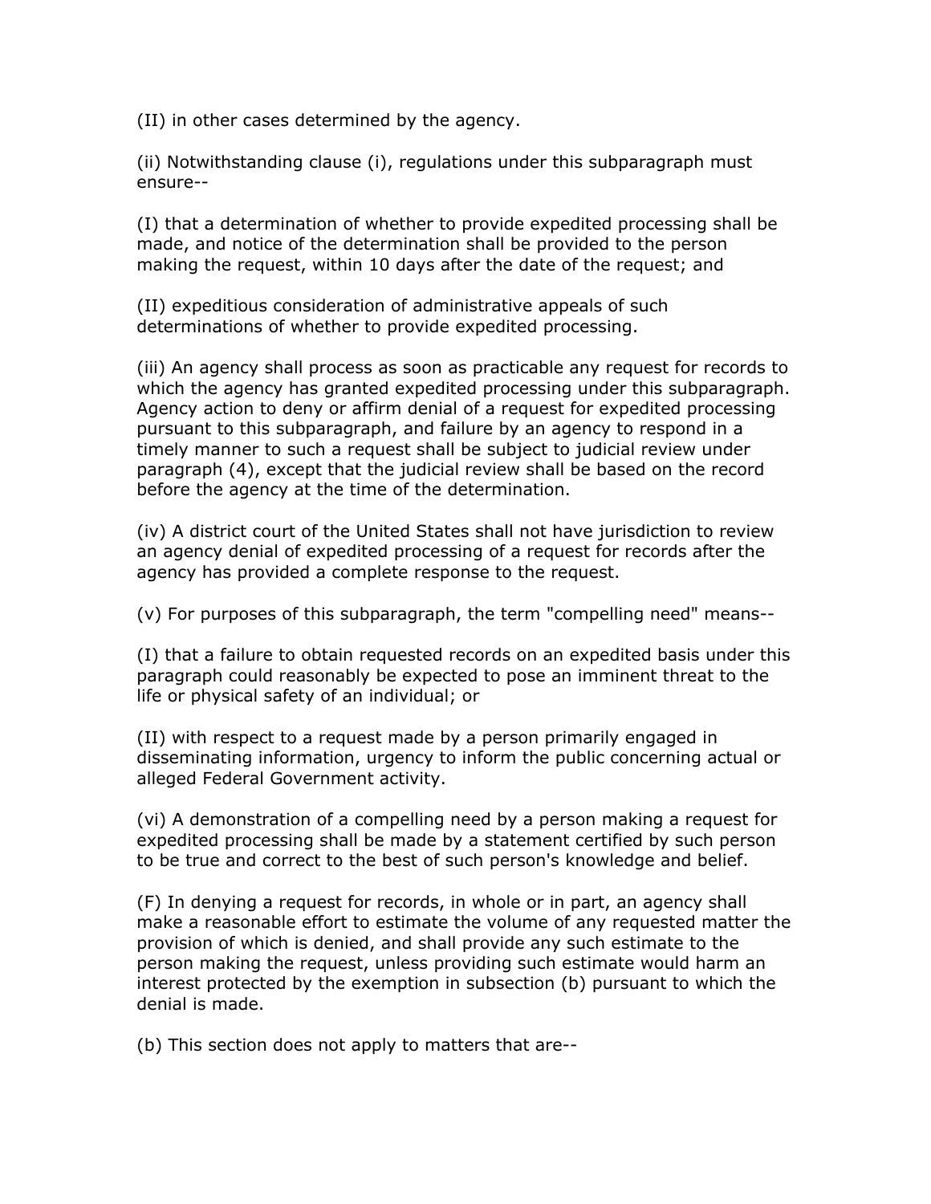(II) in other cases determined by the agency.

(ii) Notwithstanding clause (i), regulations under this subparagraph must ensure--

(I) that a determination of whether to provide expedited processing shall be made, and notice of the determination shall be provided to the person making the request, within 10 days after the date of the request; and

(II) expeditious consideration of administrative appeals of such determinations of whether to provide expedited processing.

(iii) An agency shall process as soon as practicable any request for records to which the agency has granted expedited processing under this subparagraph. Agency action to deny or affirm denial of a request for expedited processing pursuant to this subparagraph, and failure by an agency to respond in a timely manner to such a request shall be subject to judicial review under paragraph (4), except that the judicial review shall be based on the record before the agency at the time of the determination.

(iv) A district court of the United States shall not have jurisdiction to review an agency denial of expedited processing of a request for records after the agency has provided a complete response to the request.

(v) For purposes of this subparagraph, the term "compelling need" means--

(I) that a failure to obtain requested records on an expedited basis under this paragraph could reasonably be expected to pose an imminent threat to the life or physical safety of an individual; or

(II) with respect to a request made by a person primarily engaged in disseminating information, urgency to inform the public concerning actual or alleged Federal Government activity.

(vi) A demonstration of a compelling need by a person making a request for expedited processing shall be made by a statement certified by such person to be true and correct to the best of such person's knowledge and belief.

(F) In denying a request for records, in whole or in part, an agency shall make a reasonable effort to estimate the volume of any requested matter the provision of which is denied, and shall provide any such estimate to the person making the request, unless providing such estimate would harm an interest protected by the exemption in subsection (b) pursuant to which the denial is made.

(b) This section does not apply to matters that are--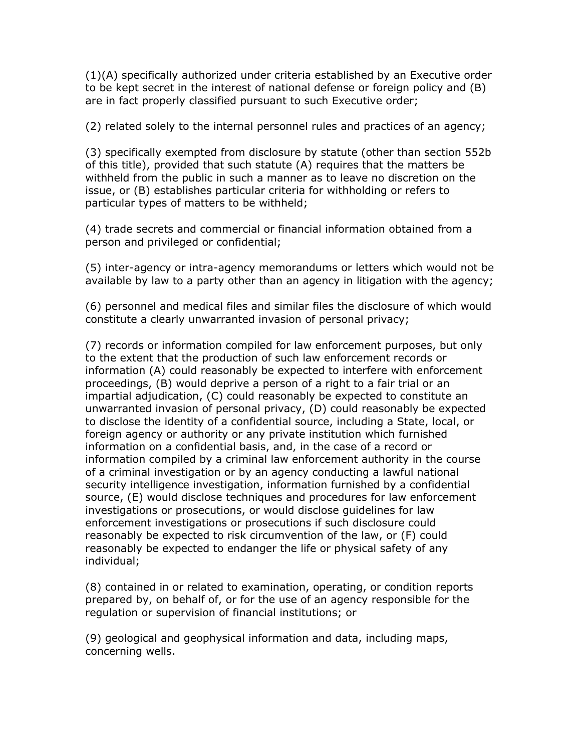(1)(A) specifically authorized under criteria established by an Executive order to be kept secret in the interest of national defense or foreign policy and (B) are in fact properly classified pursuant to such Executive order;

(2) related solely to the internal personnel rules and practices of an agency;

(3) specifically exempted from disclosure by statute (other than section 552b of this title), provided that such statute (A) requires that the matters be withheld from the public in such a manner as to leave no discretion on the issue, or (B) establishes particular criteria for withholding or refers to particular types of matters to be withheld;

(4) trade secrets and commercial or financial information obtained from a person and privileged or confidential;

(5) inter-agency or intra-agency memorandums or letters which would not be available by law to a party other than an agency in litigation with the agency;

(6) personnel and medical files and similar files the disclosure of which would constitute a clearly unwarranted invasion of personal privacy;

(7) records or information compiled for law enforcement purposes, but only to the extent that the production of such law enforcement records or information (A) could reasonably be expected to interfere with enforcement proceedings, (B) would deprive a person of a right to a fair trial or an impartial adjudication, (C) could reasonably be expected to constitute an unwarranted invasion of personal privacy, (D) could reasonably be expected to disclose the identity of a confidential source, including a State, local, or foreign agency or authority or any private institution which furnished information on a confidential basis, and, in the case of a record or information compiled by a criminal law enforcement authority in the course of a criminal investigation or by an agency conducting a lawful national security intelligence investigation, information furnished by a confidential source, (E) would disclose techniques and procedures for law enforcement investigations or prosecutions, or would disclose guidelines for law enforcement investigations or prosecutions if such disclosure could reasonably be expected to risk circumvention of the law, or (F) could reasonably be expected to endanger the life or physical safety of any individual;

(8) contained in or related to examination, operating, or condition reports prepared by, on behalf of, or for the use of an agency responsible for the regulation or supervision of financial institutions; or

(9) geological and geophysical information and data, including maps, concerning wells.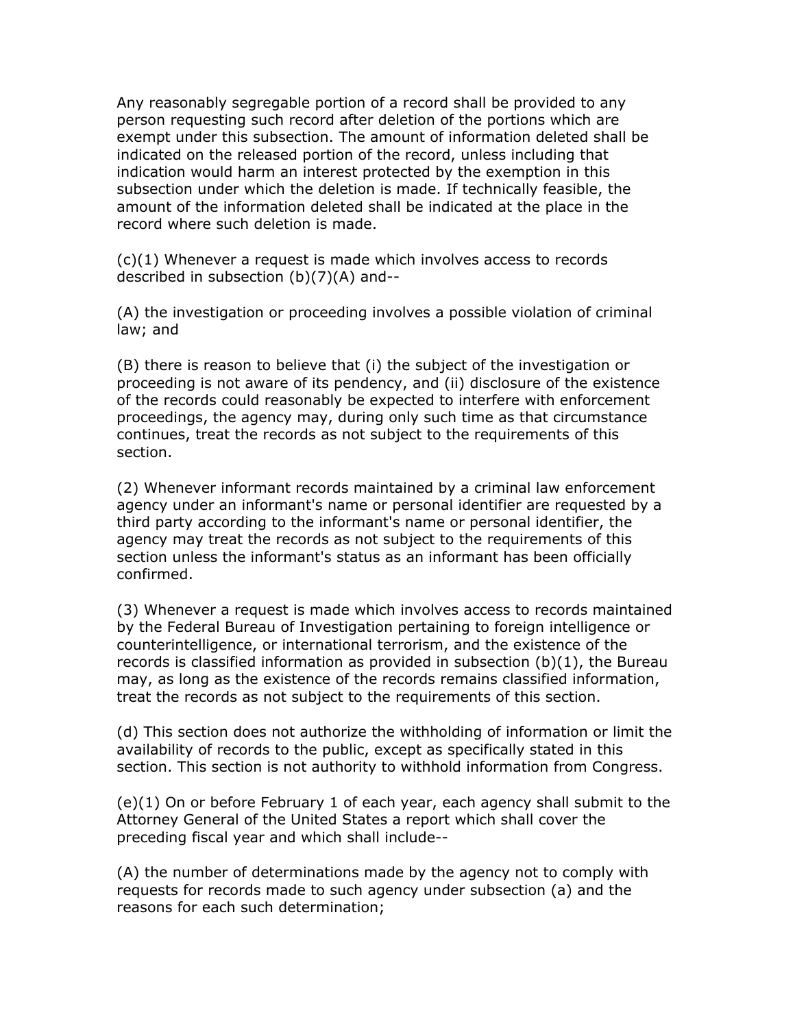Any reasonably segregable portion of a record shall be provided to any person requesting such record after deletion of the portions which are exempt under this subsection. The amount of information deleted shall be indicated on the released portion of the record, unless including that indication would harm an interest protected by the exemption in this subsection under which the deletion is made. If technically feasible, the amount of the information deleted shall be indicated at the place in the record where such deletion is made.

(c)(1) Whenever a request is made which involves access to records described in subsection (b)(7)(A) and--

(A) the investigation or proceeding involves a possible violation of criminal law; and

(B) there is reason to believe that (i) the subject of the investigation or proceeding is not aware of its pendency, and (ii) disclosure of the existence of the records could reasonably be expected to interfere with enforcement proceedings, the agency may, during only such time as that circumstance continues, treat the records as not subject to the requirements of this section.

(2) Whenever informant records maintained by a criminal law enforcement agency under an informant's name or personal identifier are requested by a third party according to the informant's name or personal identifier, the agency may treat the records as not subject to the requirements of this section unless the informant's status as an informant has been officially confirmed.

(3) Whenever a request is made which involves access to records maintained by the Federal Bureau of Investigation pertaining to foreign intelligence or counterintelligence, or international terrorism, and the existence of the records is classified information as provided in subsection (b)(1), the Bureau may, as long as the existence of the records remains classified information, treat the records as not subject to the requirements of this section.

(d) This section does not authorize the withholding of information or limit the availability of records to the public, except as specifically stated in this section. This section is not authority to withhold information from Congress.

(e)(1) On or before February 1 of each year, each agency shall submit to the Attorney General of the United States a report which shall cover the preceding fiscal year and which shall include--

(A) the number of determinations made by the agency not to comply with requests for records made to such agency under subsection (a) and the reasons for each such determination;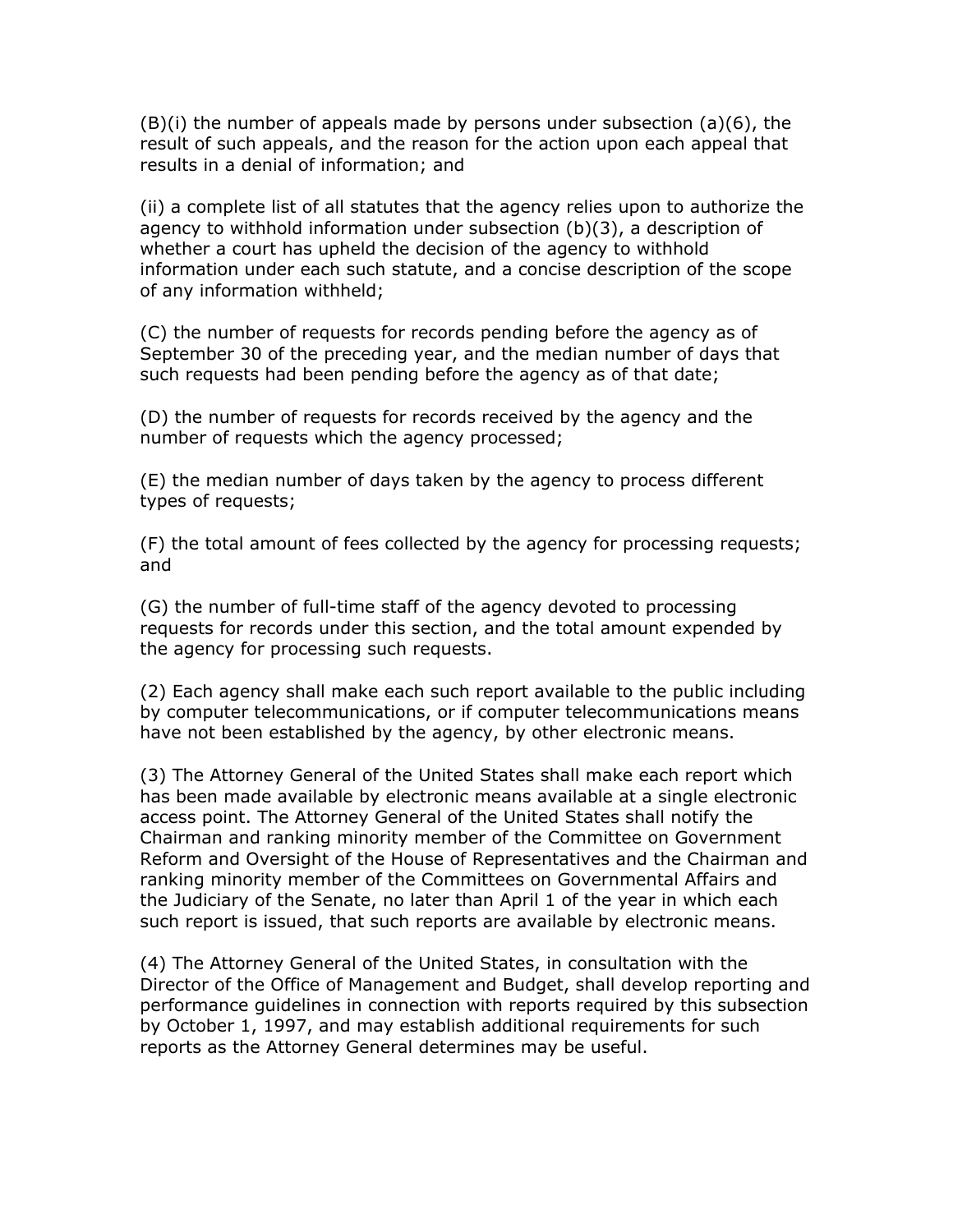(B)(i) the number of appeals made by persons under subsection (a)(6), the result of such appeals, and the reason for the action upon each appeal that results in a denial of information; and

(ii) a complete list of all statutes that the agency relies upon to authorize the agency to withhold information under subsection (b)(3), a description of whether a court has upheld the decision of the agency to withhold information under each such statute, and a concise description of the scope of any information withheld;

(C) the number of requests for records pending before the agency as of September 30 of the preceding year, and the median number of days that such requests had been pending before the agency as of that date;

(D) the number of requests for records received by the agency and the number of requests which the agency processed;

(E) the median number of days taken by the agency to process different types of requests;

(F) the total amount of fees collected by the agency for processing requests; and

(G) the number of full-time staff of the agency devoted to processing requests for records under this section, and the total amount expended by the agency for processing such requests.

(2) Each agency shall make each such report available to the public including by computer telecommunications, or if computer telecommunications means have not been established by the agency, by other electronic means.

(3) The Attorney General of the United States shall make each report which has been made available by electronic means available at a single electronic access point. The Attorney General of the United States shall notify the Chairman and ranking minority member of the Committee on Government Reform and Oversight of the House of Representatives and the Chairman and ranking minority member of the Committees on Governmental Affairs and the Judiciary of the Senate, no later than April 1 of the year in which each such report is issued, that such reports are available by electronic means.

(4) The Attorney General of the United States, in consultation with the Director of the Office of Management and Budget, shall develop reporting and performance guidelines in connection with reports required by this subsection by October 1, 1997, and may establish additional requirements for such reports as the Attorney General determines may be useful.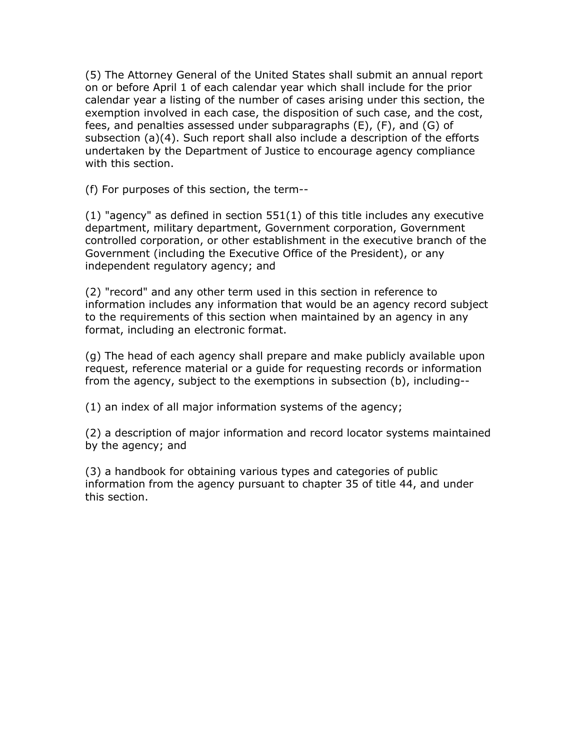(5) The Attorney General of the United States shall submit an annual report on or before April 1 of each calendar year which shall include for the prior calendar year a listing of the number of cases arising under this section, the exemption involved in each case, the disposition of such case, and the cost, fees, and penalties assessed under subparagraphs (E), (F), and (G) of subsection (a)(4). Such report shall also include a description of the efforts undertaken by the Department of Justice to encourage agency compliance with this section.

(f) For purposes of this section, the term--

(1) "agency" as defined in section 551(1) of this title includes any executive department, military department, Government corporation, Government controlled corporation, or other establishment in the executive branch of the Government (including the Executive Office of the President), or any independent regulatory agency; and

(2) "record" and any other term used in this section in reference to information includes any information that would be an agency record subject to the requirements of this section when maintained by an agency in any format, including an electronic format.

(g) The head of each agency shall prepare and make publicly available upon request, reference material or a guide for requesting records or information from the agency, subject to the exemptions in subsection (b), including--

(1) an index of all major information systems of the agency;

(2) a description of major information and record locator systems maintained by the agency; and

(3) a handbook for obtaining various types and categories of public information from the agency pursuant to chapter 35 of title 44, and under this section.